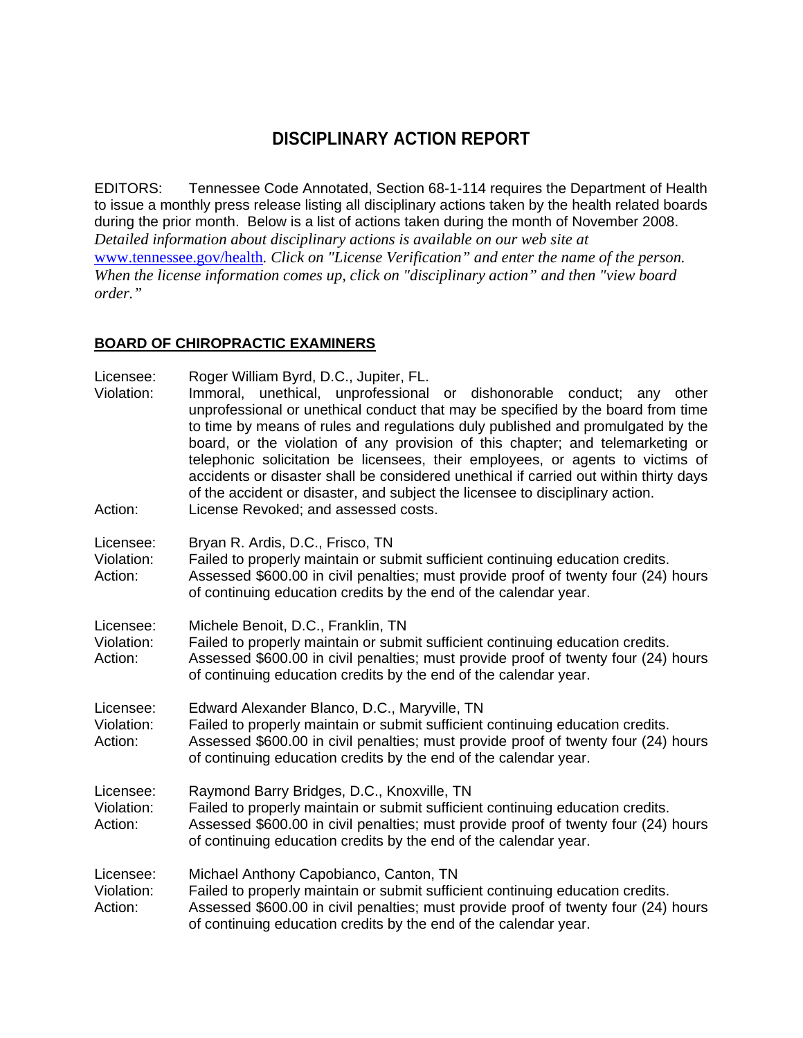# DISCIPLINARY ACTION REPORT

EDITORS: Tennessee Code Annotated, Section 68-1-114 requires the Department of Health to issue a monthly press release listing all disciplinary actions taken by the health related boards during the prior month. Below is a list of actions taken during the month of November 2008. *Detailed information about disciplinary actions is available on our web site at* [www.tennessee.gov/health](www.tennessee.gov/health)*. Click on "License Verification" and enter the name of the person. When the license information comes up, click on "disciplinary action" and then "view board order."*

## BOARD OF CHIROPRACTIC EXAMINERS

Licensee: Roger William Byrd, D.C., Jupiter, FL.
Violation: Immoral, unethical, unprofessional or dishonorable conduct; any other unprofessional or unethical conduct that may be specified by the board from time to time by means of rules and regulations duly published and promulgated by the board, or the violation of any provision of this chapter; and telemarketing or telephonic solicitation be licensees, their employees, or agents to victims of accidents or disaster shall be considered unethical if carried out within thirty days of the accident or disaster, and subject the licensee to disciplinary action.
Action: License Revoked; and assessed costs.

Licensee: Bryan R. Ardis, D.C., Frisco, TN
Violation: Failed to properly maintain or submit sufficient continuing education credits.
Action: Assessed $600.00 in civil penalties; must provide proof of twenty four (24) hours of continuing education credits by the end of the calendar year.

Licensee: Michele Benoit, D.C., Franklin, TN
Violation: Failed to properly maintain or submit sufficient continuing education credits.
Action: Assessed $600.00 in civil penalties; must provide proof of twenty four (24) hours of continuing education credits by the end of the calendar year.

Licensee: Edward Alexander Blanco, D.C., Maryville, TN
Violation: Failed to properly maintain or submit sufficient continuing education credits.
Action: Assessed $600.00 in civil penalties; must provide proof of twenty four (24) hours of continuing education credits by the end of the calendar year.

Licensee: Raymond Barry Bridges, D.C., Knoxville, TN
Violation: Failed to properly maintain or submit sufficient continuing education credits.
Action: Assessed $600.00 in civil penalties; must provide proof of twenty four (24) hours of continuing education credits by the end of the calendar year.

Licensee: Michael Anthony Capobianco, Canton, TN
Violation: Failed to properly maintain or submit sufficient continuing education credits.
Action: Assessed $600.00 in civil penalties; must provide proof of twenty four (24) hours of continuing education credits by the end of the calendar year.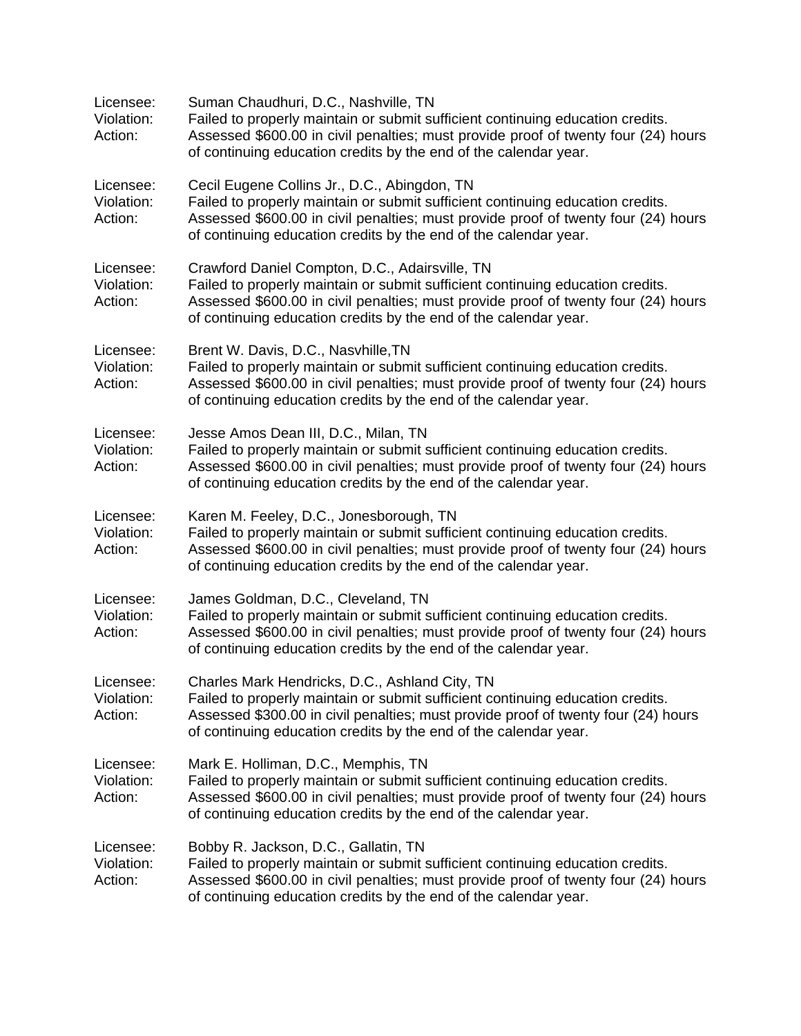Licensee: Suman Chaudhuri, D.C., Nashville, TN
Violation: Failed to properly maintain or submit sufficient continuing education credits.
Action: Assessed $600.00 in civil penalties; must provide proof of twenty four (24) hours of continuing education credits by the end of the calendar year.

Licensee: Cecil Eugene Collins Jr., D.C., Abingdon, TN
Violation: Failed to properly maintain or submit sufficient continuing education credits.
Action: Assessed $600.00 in civil penalties; must provide proof of twenty four (24) hours of continuing education credits by the end of the calendar year.

Licensee: Crawford Daniel Compton, D.C., Adairsville, TN
Violation: Failed to properly maintain or submit sufficient continuing education credits.
Action: Assessed $600.00 in civil penalties; must provide proof of twenty four (24) hours of continuing education credits by the end of the calendar year.

Licensee: Brent W. Davis, D.C., Nasvhille,TN
Violation: Failed to properly maintain or submit sufficient continuing education credits.
Action: Assessed $600.00 in civil penalties; must provide proof of twenty four (24) hours of continuing education credits by the end of the calendar year.

Licensee: Jesse Amos Dean III, D.C., Milan, TN
Violation: Failed to properly maintain or submit sufficient continuing education credits.
Action: Assessed $600.00 in civil penalties; must provide proof of twenty four (24) hours of continuing education credits by the end of the calendar year.

Licensee: Karen M. Feeley, D.C., Jonesborough, TN
Violation: Failed to properly maintain or submit sufficient continuing education credits.
Action: Assessed $600.00 in civil penalties; must provide proof of twenty four (24) hours of continuing education credits by the end of the calendar year.

Licensee: James Goldman, D.C., Cleveland, TN
Violation: Failed to properly maintain or submit sufficient continuing education credits.
Action: Assessed $600.00 in civil penalties; must provide proof of twenty four (24) hours of continuing education credits by the end of the calendar year.

Licensee: Charles Mark Hendricks, D.C., Ashland City, TN
Violation: Failed to properly maintain or submit sufficient continuing education credits.
Action: Assessed $300.00 in civil penalties; must provide proof of twenty four (24) hours of continuing education credits by the end of the calendar year.

Licensee: Mark E. Holliman, D.C., Memphis, TN
Violation: Failed to properly maintain or submit sufficient continuing education credits.
Action: Assessed $600.00 in civil penalties; must provide proof of twenty four (24) hours of continuing education credits by the end of the calendar year.

Licensee: Bobby R. Jackson, D.C., Gallatin, TN
Violation: Failed to properly maintain or submit sufficient continuing education credits.
Action: Assessed $600.00 in civil penalties; must provide proof of twenty four (24) hours of continuing education credits by the end of the calendar year.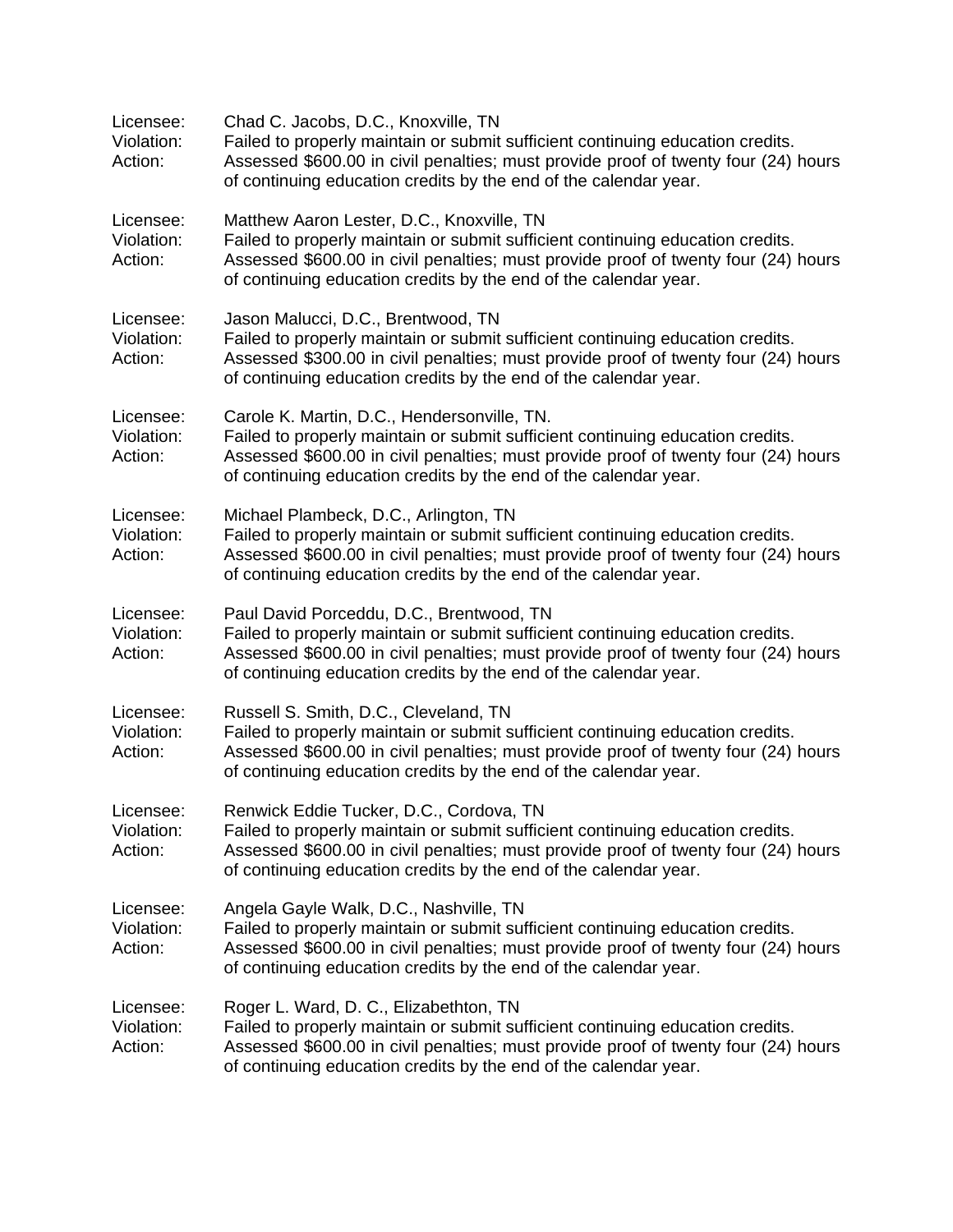Licensee: Chad C. Jacobs, D.C., Knoxville, TN
Violation: Failed to properly maintain or submit sufficient continuing education credits.
Action: Assessed $600.00 in civil penalties; must provide proof of twenty four (24) hours of continuing education credits by the end of the calendar year.

Licensee: Matthew Aaron Lester, D.C., Knoxville, TN
Violation: Failed to properly maintain or submit sufficient continuing education credits.
Action: Assessed $600.00 in civil penalties; must provide proof of twenty four (24) hours of continuing education credits by the end of the calendar year.

Licensee: Jason Malucci, D.C., Brentwood, TN
Violation: Failed to properly maintain or submit sufficient continuing education credits.
Action: Assessed $300.00 in civil penalties; must provide proof of twenty four (24) hours of continuing education credits by the end of the calendar year.

Licensee: Carole K. Martin, D.C., Hendersonville, TN.
Violation: Failed to properly maintain or submit sufficient continuing education credits.
Action: Assessed $600.00 in civil penalties; must provide proof of twenty four (24) hours of continuing education credits by the end of the calendar year.

Licensee: Michael Plambeck, D.C., Arlington, TN
Violation: Failed to properly maintain or submit sufficient continuing education credits.
Action: Assessed $600.00 in civil penalties; must provide proof of twenty four (24) hours of continuing education credits by the end of the calendar year.

Licensee: Paul David Porceddu, D.C., Brentwood, TN
Violation: Failed to properly maintain or submit sufficient continuing education credits.
Action: Assessed $600.00 in civil penalties; must provide proof of twenty four (24) hours of continuing education credits by the end of the calendar year.

Licensee: Russell S. Smith, D.C., Cleveland, TN
Violation: Failed to properly maintain or submit sufficient continuing education credits.
Action: Assessed $600.00 in civil penalties; must provide proof of twenty four (24) hours of continuing education credits by the end of the calendar year.

Licensee: Renwick Eddie Tucker, D.C., Cordova, TN
Violation: Failed to properly maintain or submit sufficient continuing education credits.
Action: Assessed $600.00 in civil penalties; must provide proof of twenty four (24) hours of continuing education credits by the end of the calendar year.

Licensee: Angela Gayle Walk, D.C., Nashville, TN
Violation: Failed to properly maintain or submit sufficient continuing education credits.
Action: Assessed $600.00 in civil penalties; must provide proof of twenty four (24) hours of continuing education credits by the end of the calendar year.

Licensee: Roger L. Ward, D. C., Elizabethton, TN
Violation: Failed to properly maintain or submit sufficient continuing education credits.
Action: Assessed $600.00 in civil penalties; must provide proof of twenty four (24) hours of continuing education credits by the end of the calendar year.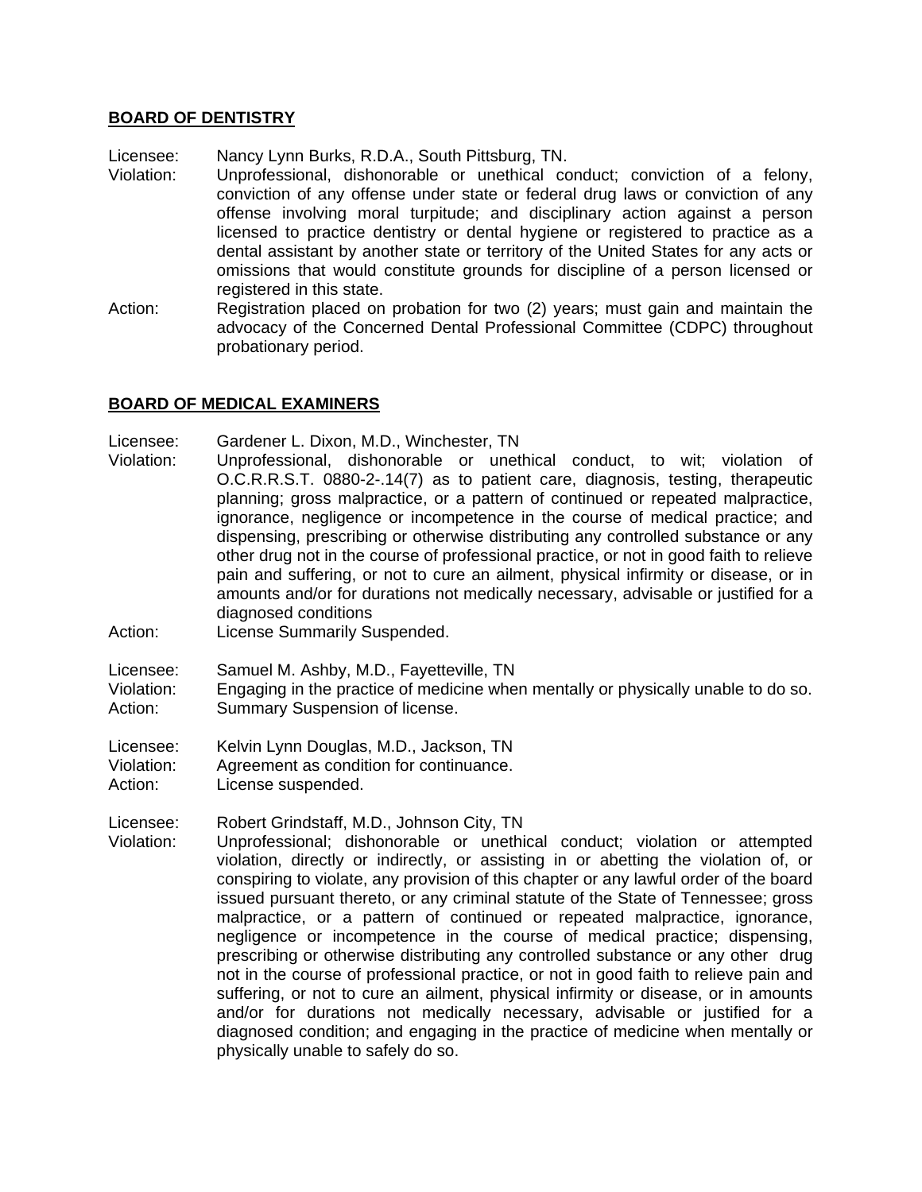## BOARD OF DENTISTRY

Licensee: Nancy Lynn Burks, R.D.A., South Pittsburg, TN.

Violation: Unprofessional, dishonorable or unethical conduct; conviction of a felony, conviction of any offense under state or federal drug laws or conviction of any offense involving moral turpitude; and disciplinary action against a person licensed to practice dentistry or dental hygiene or registered to practice as a dental assistant by another state or territory of the United States for any acts or omissions that would constitute grounds for discipline of a person licensed or registered in this state.

Action: Registration placed on probation for two (2) years; must gain and maintain the advocacy of the Concerned Dental Professional Committee (CDPC) throughout probationary period.

## BOARD OF MEDICAL EXAMINERS

Licensee: Gardener L. Dixon, M.D., Winchester, TN

Violation: Unprofessional, dishonorable or unethical conduct, to wit; violation of O.C.R.R.S.T. 0880-2-.14(7) as to patient care, diagnosis, testing, therapeutic planning; gross malpractice, or a pattern of continued or repeated malpractice, ignorance, negligence or incompetence in the course of medical practice; and dispensing, prescribing or otherwise distributing any controlled substance or any other drug not in the course of professional practice, or not in good faith to relieve pain and suffering, or not to cure an ailment, physical infirmity or disease, or in amounts and/or for durations not medically necessary, advisable or justified for a diagnosed conditions

Action: License Summarily Suspended.

Licensee: Samuel M. Ashby, M.D., Fayetteville, TN

Violation: Engaging in the practice of medicine when mentally or physically unable to do so.

Action: Summary Suspension of license.

Licensee: Kelvin Lynn Douglas, M.D., Jackson, TN

Violation: Agreement as condition for continuance.

Action: License suspended.

Licensee: Robert Grindstaff, M.D., Johnson City, TN

Violation: Unprofessional; dishonorable or unethical conduct; violation or attempted violation, directly or indirectly, or assisting in or abetting the violation of, or conspiring to violate, any provision of this chapter or any lawful order of the board issued pursuant thereto, or any criminal statute of the State of Tennessee; gross malpractice, or a pattern of continued or repeated malpractice, ignorance, negligence or incompetence in the course of medical practice; dispensing, prescribing or otherwise distributing any controlled substance or any other drug not in the course of professional practice, or not in good faith to relieve pain and suffering, or not to cure an ailment, physical infirmity or disease, or in amounts and/or for durations not medically necessary, advisable or justified for a diagnosed condition; and engaging in the practice of medicine when mentally or physically unable to safely do so.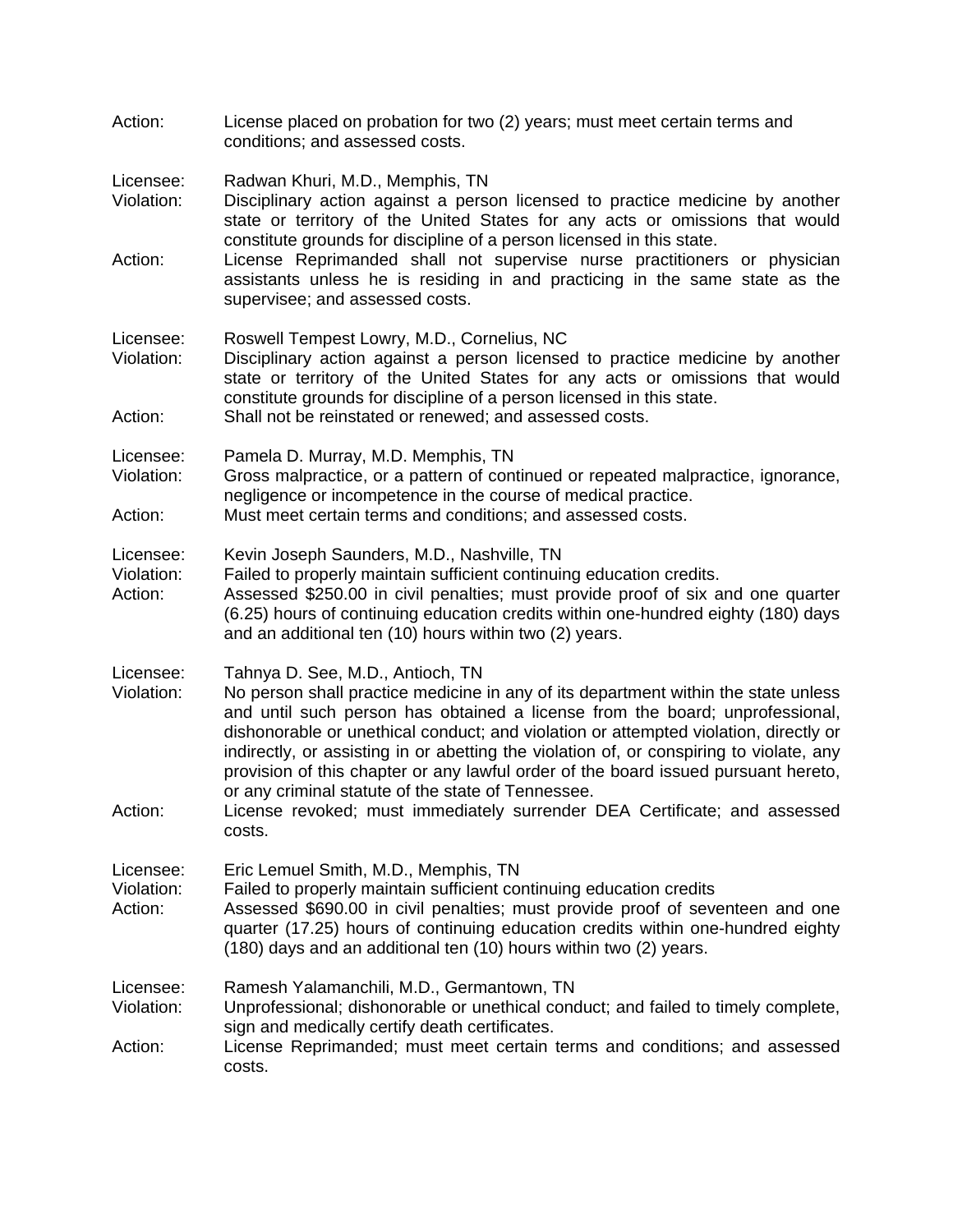Action: License placed on probation for two (2) years; must meet certain terms and conditions; and assessed costs.

Licensee: Radwan Khuri, M.D., Memphis, TN
Violation: Disciplinary action against a person licensed to practice medicine by another state or territory of the United States for any acts or omissions that would constitute grounds for discipline of a person licensed in this state.
Action: License Reprimanded shall not supervise nurse practitioners or physician assistants unless he is residing in and practicing in the same state as the supervisee; and assessed costs.

Licensee: Roswell Tempest Lowry, M.D., Cornelius, NC
Violation: Disciplinary action against a person licensed to practice medicine by another state or territory of the United States for any acts or omissions that would constitute grounds for discipline of a person licensed in this state.
Action: Shall not be reinstated or renewed; and assessed costs.

Licensee: Pamela D. Murray, M.D. Memphis, TN
Violation: Gross malpractice, or a pattern of continued or repeated malpractice, ignorance, negligence or incompetence in the course of medical practice.
Action: Must meet certain terms and conditions; and assessed costs.

Licensee: Kevin Joseph Saunders, M.D., Nashville, TN
Violation: Failed to properly maintain sufficient continuing education credits.
Action: Assessed $250.00 in civil penalties; must provide proof of six and one quarter (6.25) hours of continuing education credits within one-hundred eighty (180) days and an additional ten (10) hours within two (2) years.

Licensee: Tahnya D. See, M.D., Antioch, TN
Violation: No person shall practice medicine in any of its department within the state unless and until such person has obtained a license from the board; unprofessional, dishonorable or unethical conduct; and violation or attempted violation, directly or indirectly, or assisting in or abetting the violation of, or conspiring to violate, any provision of this chapter or any lawful order of the board issued pursuant hereto, or any criminal statute of the state of Tennessee.
Action: License revoked; must immediately surrender DEA Certificate; and assessed costs.

Licensee: Eric Lemuel Smith, M.D., Memphis, TN
Violation: Failed to properly maintain sufficient continuing education credits
Action: Assessed $690.00 in civil penalties; must provide proof of seventeen and one quarter (17.25) hours of continuing education credits within one-hundred eighty (180) days and an additional ten (10) hours within two (2) years.

Licensee: Ramesh Yalamanchili, M.D., Germantown, TN
Violation: Unprofessional; dishonorable or unethical conduct; and failed to timely complete, sign and medically certify death certificates.
Action: License Reprimanded; must meet certain terms and conditions; and assessed costs.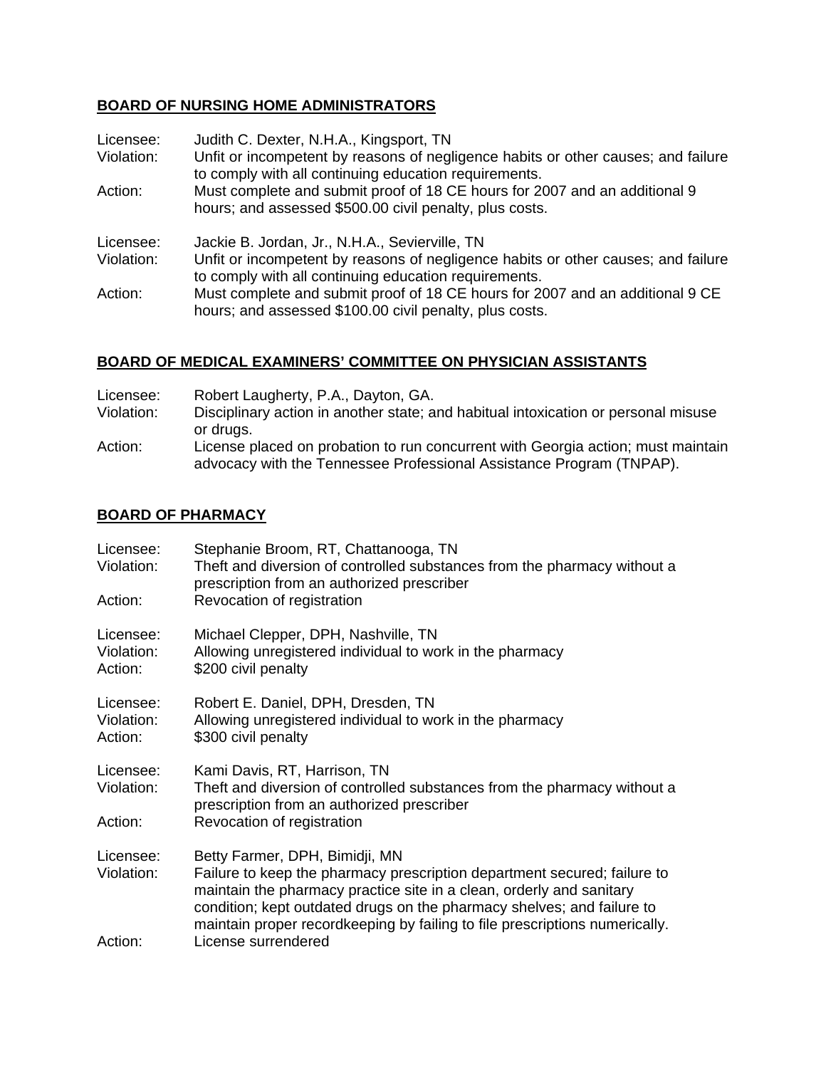## BOARD OF NURSING HOME ADMINISTRATORS

Licensee: Judith C. Dexter, N.H.A., Kingsport, TN
Violation: Unfit or incompetent by reasons of negligence habits or other causes; and failure to comply with all continuing education requirements.
Action: Must complete and submit proof of 18 CE hours for 2007 and an additional 9 hours; and assessed $500.00 civil penalty, plus costs.

Licensee: Jackie B. Jordan, Jr., N.H.A., Sevierville, TN
Violation: Unfit or incompetent by reasons of negligence habits or other causes; and failure to comply with all continuing education requirements.
Action: Must complete and submit proof of 18 CE hours for 2007 and an additional 9 CE hours; and assessed $100.00 civil penalty, plus costs.

## BOARD OF MEDICAL EXAMINERS' COMMITTEE ON PHYSICIAN ASSISTANTS

Licensee: Robert Laugherty, P.A., Dayton, GA.
Violation: Disciplinary action in another state; and habitual intoxication or personal misuse or drugs.
Action: License placed on probation to run concurrent with Georgia action; must maintain advocacy with the Tennessee Professional Assistance Program (TNPAP).

## BOARD OF PHARMACY

Licensee: Stephanie Broom, RT, Chattanooga, TN
Violation: Theft and diversion of controlled substances from the pharmacy without a prescription from an authorized prescriber
Action: Revocation of registration

Licensee: Michael Clepper, DPH, Nashville, TN
Violation: Allowing unregistered individual to work in the pharmacy
Action: $200 civil penalty

Licensee: Robert E. Daniel, DPH, Dresden, TN
Violation: Allowing unregistered individual to work in the pharmacy
Action: $300 civil penalty

Licensee: Kami Davis, RT, Harrison, TN
Violation: Theft and diversion of controlled substances from the pharmacy without a prescription from an authorized prescriber
Action: Revocation of registration

Licensee: Betty Farmer, DPH, Bimidji, MN
Violation: Failure to keep the pharmacy prescription department secured; failure to maintain the pharmacy practice site in a clean, orderly and sanitary condition; kept outdated drugs on the pharmacy shelves; and failure to maintain proper recordkeeping by failing to file prescriptions numerically.
Action: License surrendered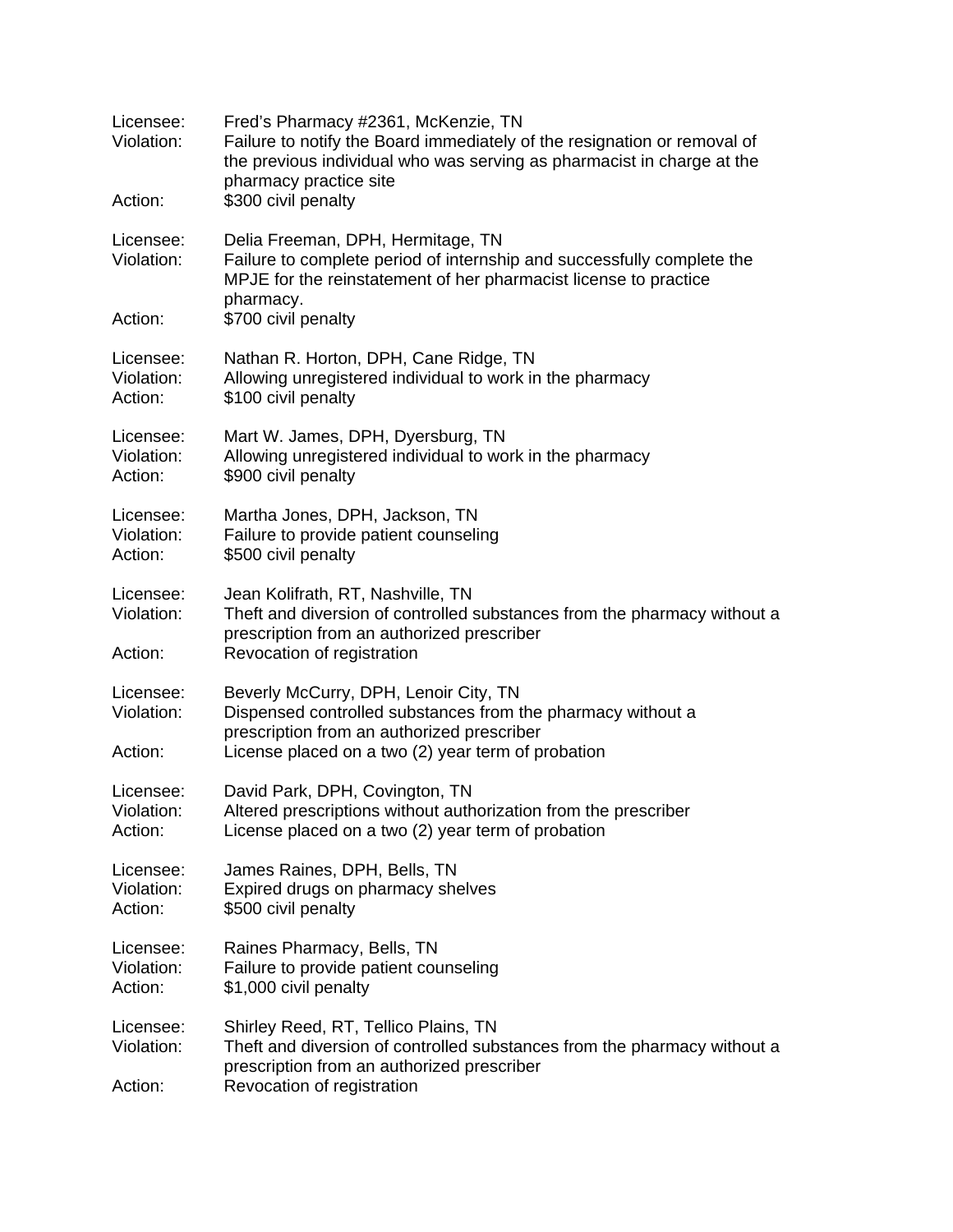Licensee: Fred's Pharmacy #2361, McKenzie, TN
Violation: Failure to notify the Board immediately of the resignation or removal of the previous individual who was serving as pharmacist in charge at the pharmacy practice site
Action: $300 civil penalty

Licensee: Delia Freeman, DPH, Hermitage, TN
Violation: Failure to complete period of internship and successfully complete the MPJE for the reinstatement of her pharmacist license to practice pharmacy.
Action: $700 civil penalty

Licensee: Nathan R. Horton, DPH, Cane Ridge, TN
Violation: Allowing unregistered individual to work in the pharmacy
Action: $100 civil penalty

Licensee: Mart W. James, DPH, Dyersburg, TN
Violation: Allowing unregistered individual to work in the pharmacy
Action: $900 civil penalty

Licensee: Martha Jones, DPH, Jackson, TN
Violation: Failure to provide patient counseling
Action: $500 civil penalty

Licensee: Jean Kolifrath, RT, Nashville, TN
Violation: Theft and diversion of controlled substances from the pharmacy without a prescription from an authorized prescriber
Action: Revocation of registration

Licensee: Beverly McCurry, DPH, Lenoir City, TN
Violation: Dispensed controlled substances from the pharmacy without a prescription from an authorized prescriber
Action: License placed on a two (2) year term of probation

Licensee: David Park, DPH, Covington, TN
Violation: Altered prescriptions without authorization from the prescriber
Action: License placed on a two (2) year term of probation

Licensee: James Raines, DPH, Bells, TN
Violation: Expired drugs on pharmacy shelves
Action: $500 civil penalty

Licensee: Raines Pharmacy, Bells, TN
Violation: Failure to provide patient counseling
Action: $1,000 civil penalty

Licensee: Shirley Reed, RT, Tellico Plains, TN
Violation: Theft and diversion of controlled substances from the pharmacy without a prescription from an authorized prescriber
Action: Revocation of registration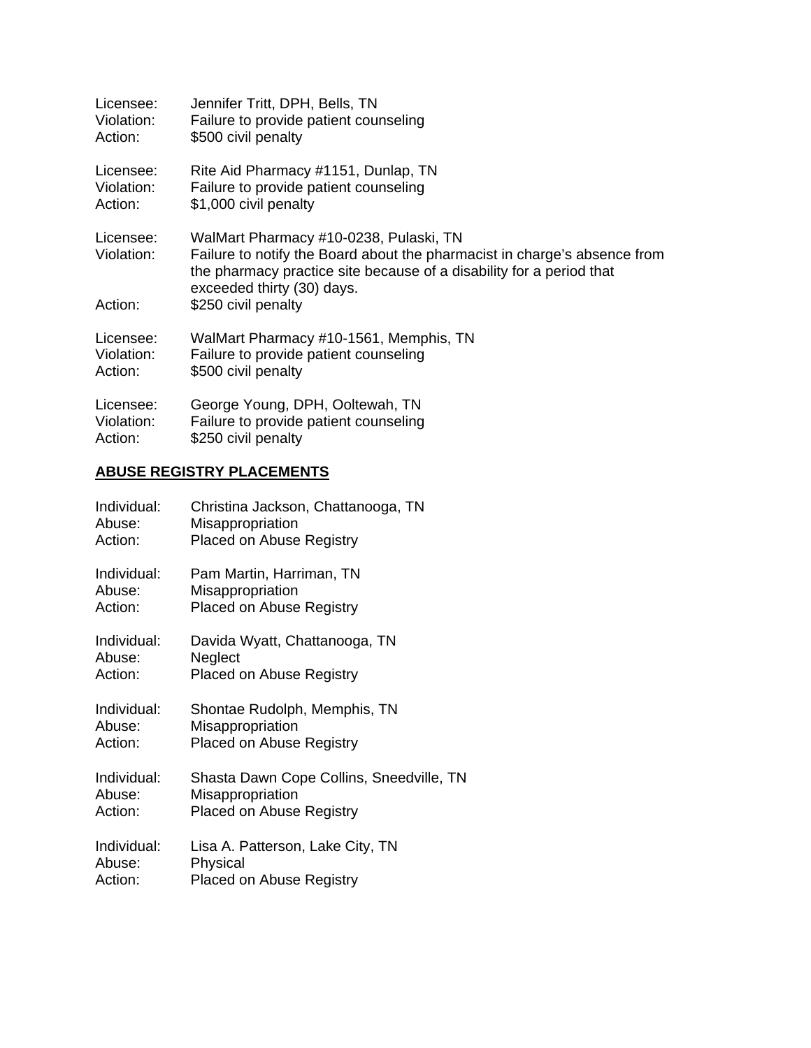Licensee: Jennifer Tritt, DPH, Bells, TN
Violation: Failure to provide patient counseling
Action: $500 civil penalty

Licensee: Rite Aid Pharmacy #1151, Dunlap, TN
Violation: Failure to provide patient counseling
Action: $1,000 civil penalty

Licensee: WalMart Pharmacy #10-0238, Pulaski, TN
Violation: Failure to notify the Board about the pharmacist in charge's absence from the pharmacy practice site because of a disability for a period that exceeded thirty (30) days.
Action: $250 civil penalty

Licensee: WalMart Pharmacy #10-1561, Memphis, TN
Violation: Failure to provide patient counseling
Action: $500 civil penalty

Licensee: George Young, DPH, Ooltewah, TN
Violation: Failure to provide patient counseling
Action: $250 civil penalty

**ABUSE REGISTRY PLACEMENTS**

Individual: Christina Jackson, Chattanooga, TN
Abuse: Misappropriation
Action: Placed on Abuse Registry

Individual: Pam Martin, Harriman, TN
Abuse: Misappropriation
Action: Placed on Abuse Registry

Individual: Davida Wyatt, Chattanooga, TN
Abuse: Neglect
Action: Placed on Abuse Registry

Individual: Shontae Rudolph, Memphis, TN
Abuse: Misappropriation
Action: Placed on Abuse Registry

Individual: Shasta Dawn Cope Collins, Sneedville, TN
Abuse: Misappropriation
Action: Placed on Abuse Registry

Individual: Lisa A. Patterson, Lake City, TN
Abuse: Physical
Action: Placed on Abuse Registry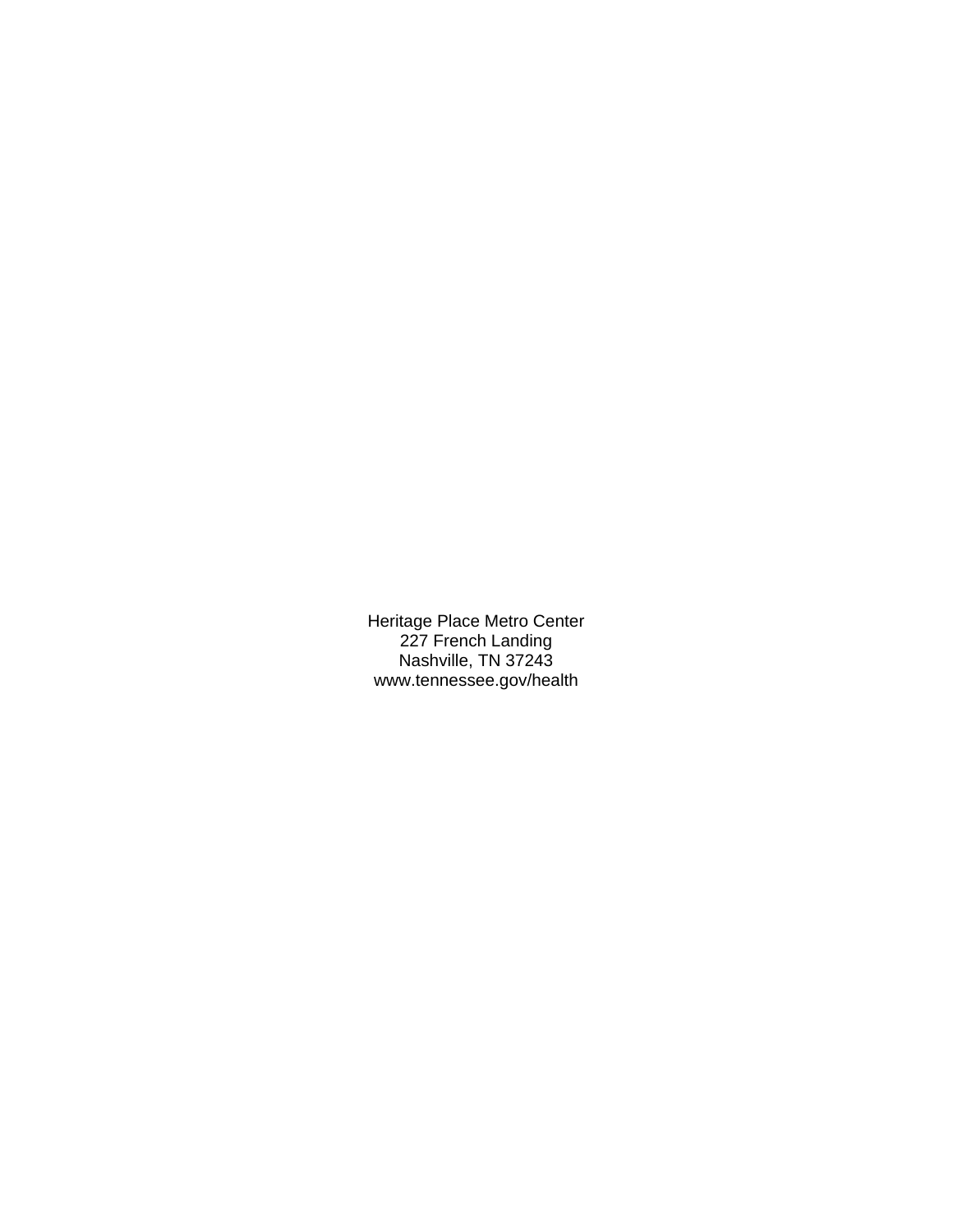Heritage Place Metro Center
227 French Landing
Nashville, TN 37243
www.tennessee.gov/health